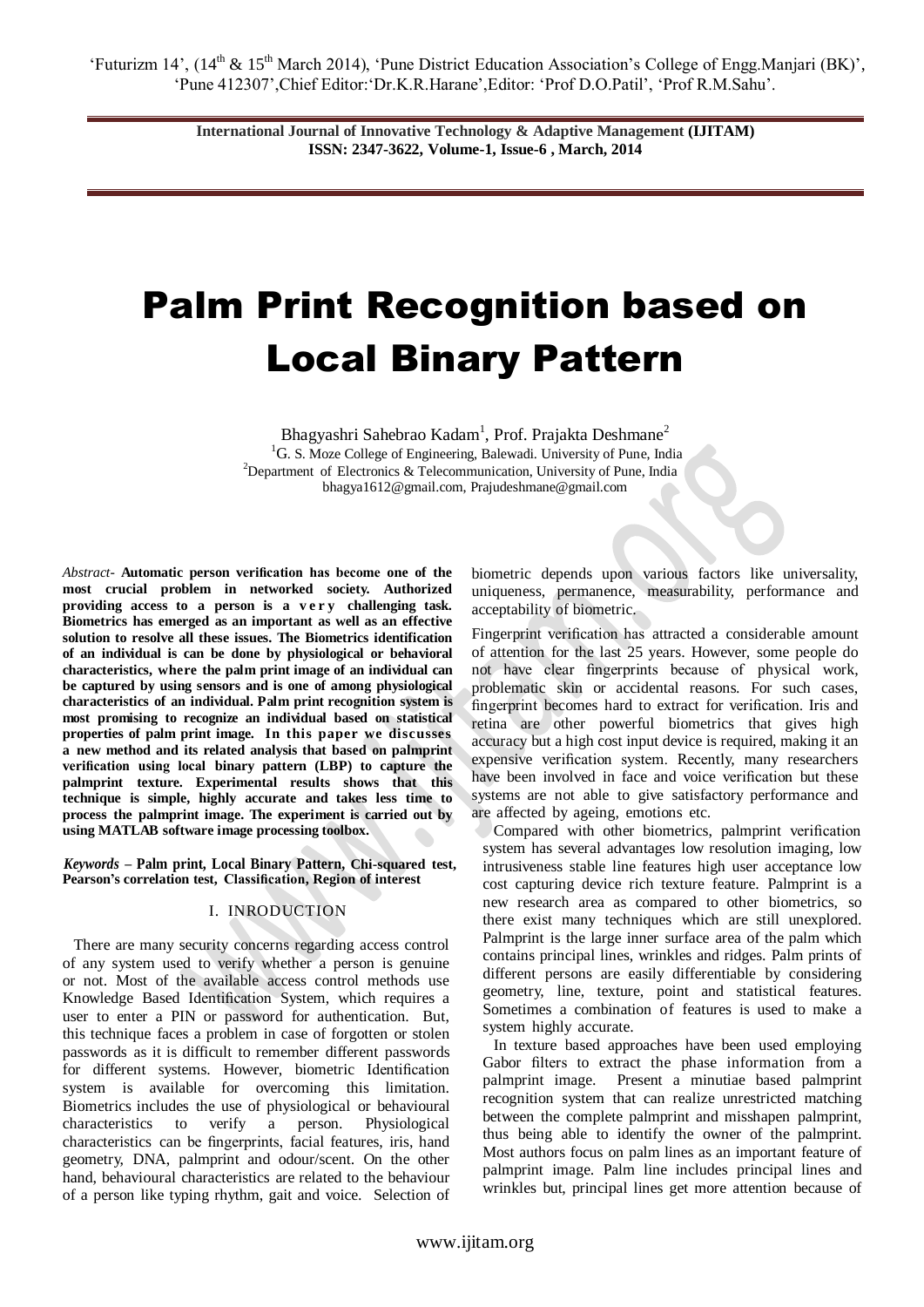# Palm Print Recognition based on Local Binary Pattern

Bhagyashri Sahebrao Kadam[1], Prof. Prajakta Deshmane[2]

[1]G. S. Moze College of Engineering, Balewadi. University of Pune, India
[2]Department of Electronics & Telecommunication, University of Pune, India
bhagya1612@gmail.com, Prajudeshmane@gmail.com

*Abstract*- **Automatic person verification has become one of the most crucial problem in networked society. Authorized providing access to a person is a very challenging task. Biometrics has emerged as an important as well as an effective solution to resolve all these issues. The Biometrics identification of an individual is can be done by physiological or behavioral characteristics, where the palm print image of an individual can be captured by using sensors and is one of among physiological characteristics of an individual. Palm print recognition system is most promising to recognize an individual based on statistical properties of palm print image. In this paper we discusses a new method and its related analysis that based on palmprint verification using local binary pattern (LBP) to capture the palmprint texture. Experimental results shows that this technique is simple, highly accurate and takes less time to process the palmprint image. The experiment is carried out by using MATLAB software image processing toolbox.**

***Keywords* – Palm print, Local Binary Pattern, Chi-squared test, Pearson's correlation test, Classification, Region of interest**

## I. INRODUCTION

There are many security concerns regarding access control of any system used to verify whether a person is genuine or not. Most of the available access control methods use Knowledge Based Identification System, which requires a user to enter a PIN or password for authentication. But, this technique faces a problem in case of forgotten or stolen passwords as it is difficult to remember different passwords for different systems. However, biometric Identification system is available for overcoming this limitation. Biometrics includes the use of physiological or behavioural characteristics to verify a person. Physiological characteristics can be fingerprints, facial features, iris, hand geometry, DNA, palmprint and odour/scent. On the other hand, behavioural characteristics are related to the behaviour of a person like typing rhythm, gait and voice. Selection of biometric depends upon various factors like universality, uniqueness, permanence, measurability, performance and acceptability of biometric.

Fingerprint verification has attracted a considerable amount of attention for the last 25 years. However, some people do not have clear fingerprints because of physical work, problematic skin or accidental reasons. For such cases, fingerprint becomes hard to extract for verification. Iris and retina are other powerful biometrics that gives high accuracy but a high cost input device is required, making it an expensive verification system. Recently, many researchers have been involved in face and voice verification but these systems are not able to give satisfactory performance and are affected by ageing, emotions etc.

Compared with other biometrics, palmprint verification system has several advantages low resolution imaging, low intrusiveness stable line features high user acceptance low cost capturing device rich texture feature. Palmprint is a new research area as compared to other biometrics, so there exist many techniques which are still unexplored. Palmprint is the large inner surface area of the palm which contains principal lines, wrinkles and ridges. Palm prints of different persons are easily differentiable by considering geometry, line, texture, point and statistical features. Sometimes a combination of features is used to make a system highly accurate.

In texture based approaches have been used employing Gabor filters to extract the phase information from a palmprint image. Present a minutiae based palmprint recognition system that can realize unrestricted matching between the complete palmprint and misshapen palmprint, thus being able to identify the owner of the palmprint. Most authors focus on palm lines as an important feature of palmprint image. Palm line includes principal lines and wrinkles but, principal lines get more attention because of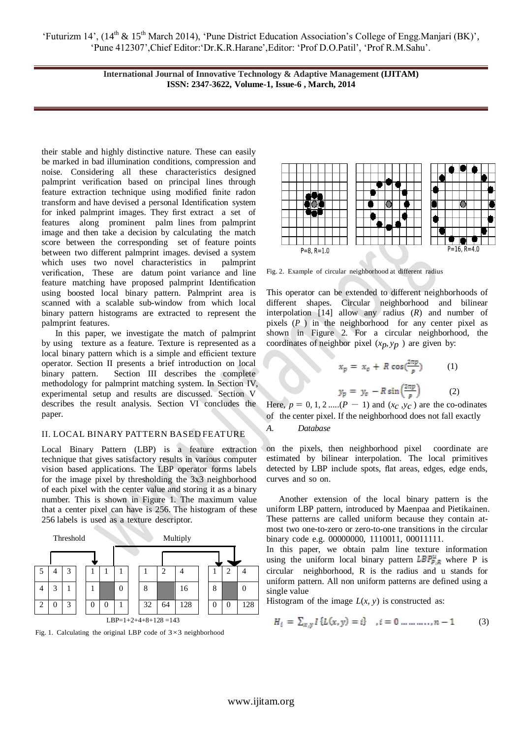their stable and highly distinctive nature. These can easily be marked in bad illumination conditions, compression and noise. Considering all these characteristics designed palmprint verification based on principal lines through feature extraction technique using modified finite radon transform and have devised a personal Identification system for inked palmprint images. They first extract a set of features along prominent palm lines from palmprint image and then take a decision by calculating the match score between the corresponding set of feature points between two different palmprint images. devised a system which uses two novel characteristics in palmprint verification, These are datum point variance and line feature matching have proposed palmprint Identification using boosted local binary pattern. Palmprint area is scanned with a scalable sub-window from which local binary pattern histograms are extracted to represent the palmprint features.

In this paper, we investigate the match of palmprint by using texture as a feature. Texture is represented as a local binary pattern which is a simple and efficient texture operator. Section II presents a brief introduction on local binary pattern. Section III describes the complete methodology for palmprint matching system. In Section IV, experimental setup and results are discussed. Section V describes the result analysis. Section VI concludes the paper.

## II. LOCAL BINARY PATTERN BASED FEATURE

Local Binary Pattern (LBP) is a feature extraction technique that gives satisfactory results in various computer vision based applications. The LBP operator forms labels for the image pixel by thresholding the 3x3 neighborhood of each pixel with the center value and storing it as a binary number. This is shown in Figure 1. The maximum value that a center pixel can have is 256. The histogram of these 256 labels is used as a texture descriptor.

Threshold → Multiply

| 5 | 4 | 3 |
|---|---|---|
| 4 | 3 | 1 |
| 2 | 0 | 3 |

| 1 | 1 | 1 |
|---|---|---|
| 1 |  | 0 |
| 0 | 0 | 1 |

| 1 | 2 | 4 |
|---|---|---|
| 8 |  | 16 |
| 32 | 64 | 128 |

| 1 | 2 | 4 |
|---|---|---|
| 8 |  | 0 |
| 0 | 0 | 128 |

LBP=1+2+4+8+128 =143

Fig. 1. Calculating the original LBP code of 3×3 neighborhood

P=8, R=1.0 P=16, R=4.0

Fig. 2. Example of circular neighborhood at different radius

This operator can be extended to different neighborhoods of different shapes. Circular neighborhood and bilinear interpolation [14] allow any radius ($R$) and number of pixels ($P$) in the neighborhood for any center pixel as shown in Figure 2. For a circular neighborhood, the coordinates of neighbor pixel ($x_p, y_p$) are given by:

$$x_p = x_c + R\cos\left(\frac{2\pi p}{P}\right) \qquad (1)$$

$$y_p = y_c - R\sin\left(\frac{2\pi p}{P}\right) \qquad (2)$$

Here, $p = 0, 1, 2 .....(P-1)$ and ($x_C$ ,$y_C$) are the co-odinates of the center pixel. If the neighborhood does not fall exactly on the pixels, then neighborhood pixel coordinate are estimated by bilinear interpolation. The local primitives detected by LBP include spots, flat areas, edges, edge ends, curves and so on.

Another extension of the local binary pattern is the uniform LBP pattern, introduced by Maenpaa and Pietikainen. These patterns are called uniform because they contain at-most two one-to-zero or zero-to-one transitions in the circular binary code e.g. 00000000, 1110011, 00011111.

In this paper, we obtain palm line texture information using the uniform local binary pattern $LBP^{u}_{P,R}$ where P is circular neighborhood, R is the radius and u stands for uniform pattern. All non uniform patterns are defined using a single value

Histogram of the image $L(x, y)$ is constructed as:

$$H_i = \sum_{x,y} I\{L(x,y) = i\} \quad , i = 0 \ldots\ldots\ldots, n-1 \qquad (3)$$

*A. Database*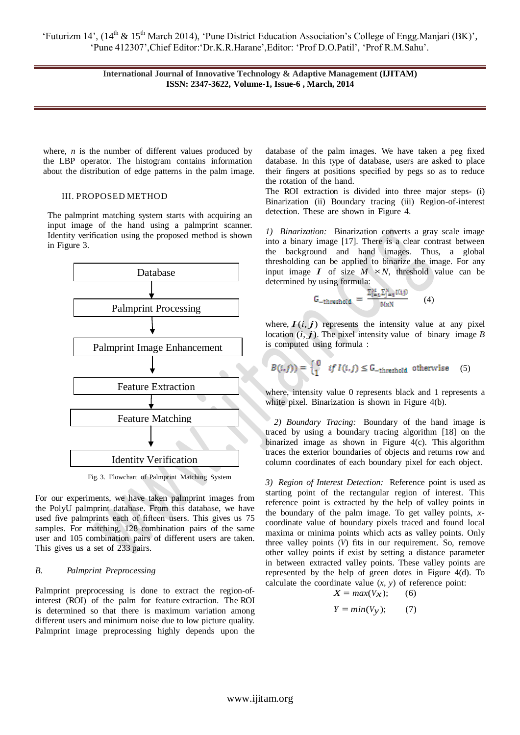where, *n* is the number of different values produced by the LBP operator. The histogram contains information about the distribution of edge patterns in the palm image.

## III. PROPOSED METHOD

The palmprint matching system starts with acquiring an input image of the hand using a palmprint scanner. Identity verification using the proposed method is shown in Figure 3.

Database → Palmprint Processing → Palmprint Image Enhancement → Feature Extraction → Feature Matching → Identity Verification

Fig. 3. Flowchart of Palmprint Matching System

For our experiments, we have taken palmprint images from the PolyU palmprint database. From this database, we have used five palmprints each of fifteen users. This gives us 75 samples. For matching, 128 combination pairs of the same user and 105 combination pairs of different users are taken. This gives us a set of 233 pairs.

### *B. Palmprint Preprocessing*

Palmprint preprocessing is done to extract the region-of-interest (ROI) of the palm for feature extraction. The ROI is determined so that there is maximum variation among different users and minimum noise due to low picture quality. Palmprint image preprocessing highly depends upon the database of the palm images. We have taken a peg fixed database. In this type of database, users are asked to place their fingers at positions specified by pegs so as to reduce the rotation of the hand.

The ROI extraction is divided into three major steps- (i) Binarization (ii) Boundary tracing (iii) Region-of-interest detection. These are shown in Figure 4.

*1) Binarization:* Binarization converts a gray scale image into a binary image [17]. There is a clear contrast between the background and hand images. Thus, a global thresholding can be applied to binarize the image. For any input image $I$ of size $M \times N$, threshold value can be determined by using formula:

$$G_{-threshold} = \frac{\sum_{i=1}^{M}\sum_{j=1}^{N} I(i,j)}{MxN} \quad (4)$$

where, $I(i, j)$ represents the intensity value at any pixel location $(i, j)$. The pixel intensity value of binary image $B$ is computed using formula :

$$B(i,j)) = \begin{cases} 0 & if\ I(i,j) \leq G_{-threshold} \\ 1 & otherwise \end{cases} \quad (5)$$

where, intensity value 0 represents black and 1 represents a white pixel. Binarization is shown in Figure 4(b).

*2) Boundary Tracing:* Boundary of the hand image is traced by using a boundary tracing algorithm [18] on the binarized image as shown in Figure 4(c). This algorithm traces the exterior boundaries of objects and returns row and column coordinates of each boundary pixel for each object.

*3) Region of Interest Detection:* Reference point is used as starting point of the rectangular region of interest. This reference point is extracted by the help of valley points in the boundary of the palm image. To get valley points, *x*-coordinate value of boundary pixels traced and found local maxima or minima points which acts as valley points. Only three valley points ($V$) fits in our requirement. So, remove other valley points if exist by setting a distance parameter in between extracted valley points. These valley points are represented by the help of green dots in Figure 4(d). To calculate the coordinate value $(x, y)$ of reference point:

$$X = max(V_X); \quad (6)$$

$$Y = min(V_Y); \quad (7)$$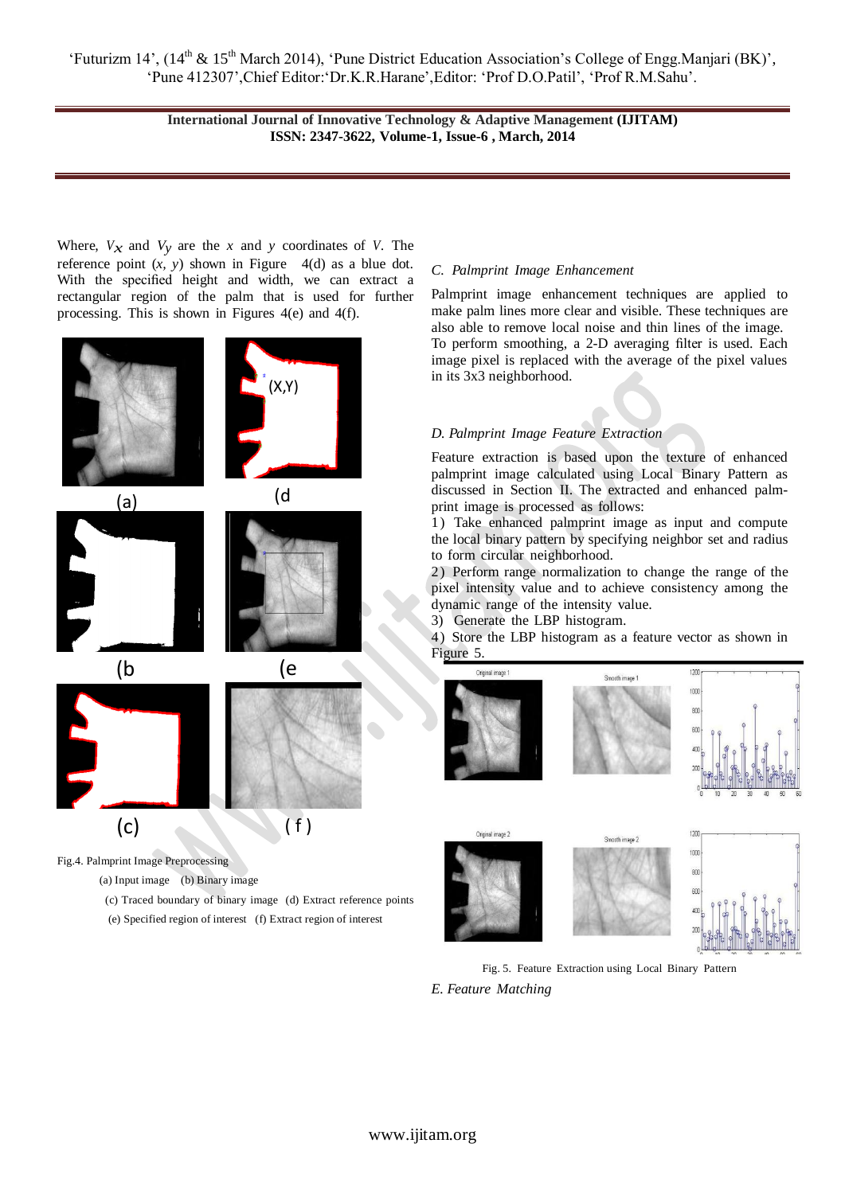Where, $V_x$ and $V_y$ are the $x$ and $y$ coordinates of $V$. The reference point ($x$, $y$) shown in Figure 4(d) as a blue dot. With the specified height and width, we can extract a rectangular region of the palm that is used for further processing. This is shown in Figures 4(e) and 4(f).

Fig.4. Palmprint Image Preprocessing

(a) Input image (b) Binary image

(c) Traced boundary of binary image (d) Extract reference points

(e) Specified region of interest (f) Extract region of interest

### *C. Palmprint Image Enhancement*

Palmprint image enhancement techniques are applied to make palm lines more clear and visible. These techniques are also able to remove local noise and thin lines of the image. To perform smoothing, a 2-D averaging filter is used. Each image pixel is replaced with the average of the pixel values in its 3x3 neighborhood.

### *D. Palmprint Image Feature Extraction*

Feature extraction is based upon the texture of enhanced palmprint image calculated using Local Binary Pattern as discussed in Section II. The extracted and enhanced palm-print image is processed as follows:

1) Take enhanced palmprint image as input and compute the local binary pattern by specifying neighbor set and radius to form circular neighborhood.

2) Perform range normalization to change the range of the pixel intensity value and to achieve consistency among the dynamic range of the intensity value.

3) Generate the LBP histogram.

4) Store the LBP histogram as a feature vector as shown in Figure 5.

Fig. 5. Feature Extraction using Local Binary Pattern

### *E. Feature Matching*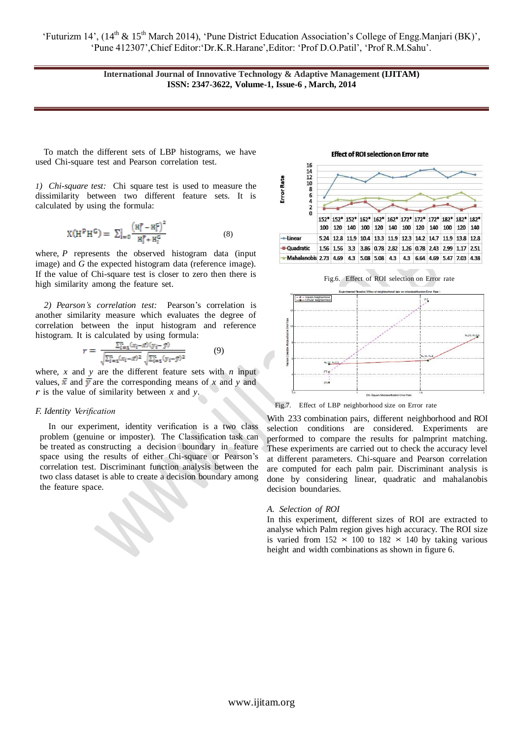To match the different sets of LBP histograms, we have used Chi-square test and Pearson correlation test.

*1) Chi-square test:* Chi square test is used to measure the dissimilarity between two different feature sets. It is calculated by using the formula:

$$X(H^P H^G) = \sum_{i=0}^{l} \frac{\left(H_i^P - H_i^G\right)^2}{H_i^P + H_i^G} \quad (8)$$

where, *P* represents the observed histogram data (input image) and *G* the expected histogram data (reference image). If the value of Chi-square test is closer to zero then there is high similarity among the feature set.

*2) Pearson's correlation test:* Pearson's correlation is another similarity measure which evaluates the degree of correlation between the input histogram and reference histogram. It is calculated by using formula:

$$r = \frac{\sum_{i=1}^{n}(x_i - \bar{x})(y_i - \bar{y})}{\sqrt{\sum_{i=1}^{n}(x_i - \bar{x})^2}\sqrt{\sum_{i=1}^{n}(y_i - \bar{y})^2}} \quad (9)$$

where, $x$ and $y$ are the different feature sets with $n$ input values, $\bar{x}$ and $\bar{y}$ are the corresponding means of $x$ and $y$ and $r$ is the value of similarity between $x$ and $y$.

*F. Identity Verification*

In our experiment, identity verification is a two class problem (genuine or imposter). The Classification task can be treated as constructing a decision boundary in feature space using the results of either Chi-square or Pearson's correlation test. Discriminant function analysis between the two class dataset is able to create a decision boundary among the feature space.

**Effect of ROI selection on Error rate**

| | 152* 100 | 152* 120 | 152* 140 | 162* 100 | 162* 120 | 162* 140 | 172* 100 | 172* 120 | 172* 140 | 182* 100 | 182* 120 | 182* 140 |
|---|---|---|---|---|---|---|---|---|---|---|---|---|
| Linear | 5.24 | 12.8 | 11.9 | 10.4 | 13.3 | 11.9 | 12.3 | 14.2 | 14.7 | 11.9 | 13.8 | 12.8 |
| Quadratic | 1.56 | 1.56 | 3.3 | 3.86 | 0.78 | 2.82 | 1.26 | 0.78 | 2.43 | 2.99 | 1.17 | 2.51 |
| Mahalanobis | 2.73 | 4.69 | 4.3 | 5.08 | 5.08 | 4.3 | 4.3 | 6.64 | 4.69 | 5.47 | 7.03 | 4.38 |

Fig.6. Effect of ROI selection on Error rate

Fig.7. Effect of LBP neighborhood size on Error rate

With 233 combination pairs, different neighborhood and ROI selection conditions are considered. Experiments are performed to compare the results for palmprint matching. These experiments are carried out to check the accuracy level at different parameters. Chi-square and Pearson correlation are computed for each palm pair. Discriminant analysis is done by considering linear, quadratic and mahalanobis decision boundaries.

*A. Selection of ROI*

In this experiment, different sizes of ROI are extracted to analyse which Palm region gives high accuracy. The ROI size is varied from 152 × 100 to 182 × 140 by taking various height and width combinations as shown in figure 6.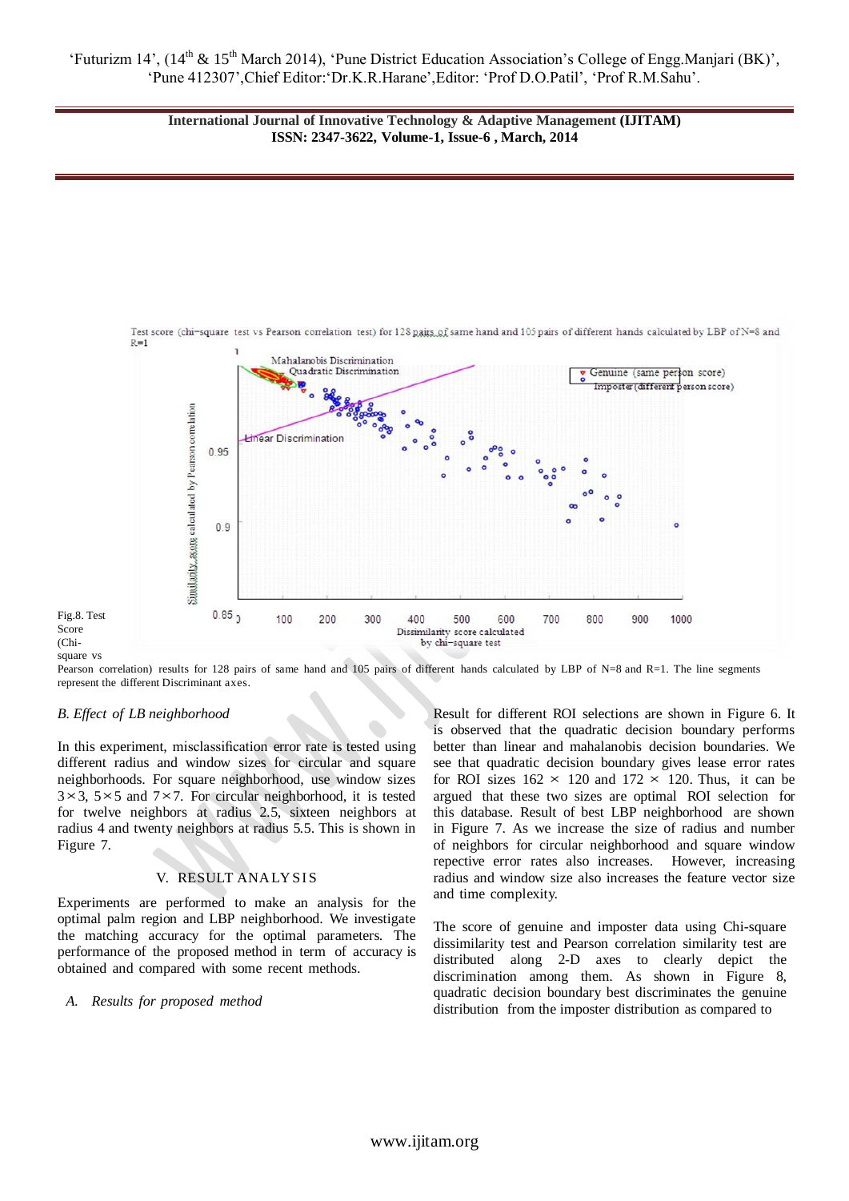Test score (chi-square test vs Pearson correlation test) for 128 pairs of same hand and 105 pairs of different hands calculated by LBP of N=8 and R=1

Fig.8. Test Score (Chi-square vs Pearson correlation) results for 128 pairs of same hand and 105 pairs of different hands calculated by LBP of N=8 and R=1. The line segments represent the different Discriminant axes.

*B. Effect of LB neighborhood*

In this experiment, misclassification error rate is tested using different radius and window sizes for circular and square neighborhoods. For square neighborhood, use window sizes $3\times3$, $5\times5$ and $7\times7$. For circular neighborhood, it is tested for twelve neighbors at radius 2.5, sixteen neighbors at radius 4 and twenty neighbors at radius 5.5. This is shown in Figure 7.

## V. RESULT ANALYSIS

Experiments are performed to make an analysis for the optimal palm region and LBP neighborhood. We investigate the matching accuracy for the optimal parameters. The performance of the proposed method in term of accuracy is obtained and compared with some recent methods.

*A. Results for proposed method*

Result for different ROI selections are shown in Figure 6. It is observed that the quadratic decision boundary performs better than linear and mahalanobis decision boundaries. We see that quadratic decision boundary gives lease error rates for ROI sizes $162 \times 120$ and $172 \times 120$. Thus, it can be argued that these two sizes are optimal ROI selection for this database. Result of best LBP neighborhood are shown in Figure 7. As we increase the size of radius and number of neighbors for circular neighborhood and square window repective error rates also increases. However, increasing radius and window size also increases the feature vector size and time complexity.

The score of genuine and imposter data using Chi-square dissimilarity test and Pearson correlation similarity test are distributed along 2-D axes to clearly depict the discrimination among them. As shown in Figure 8, quadratic decision boundary best discriminates the genuine distribution from the imposter distribution as compared to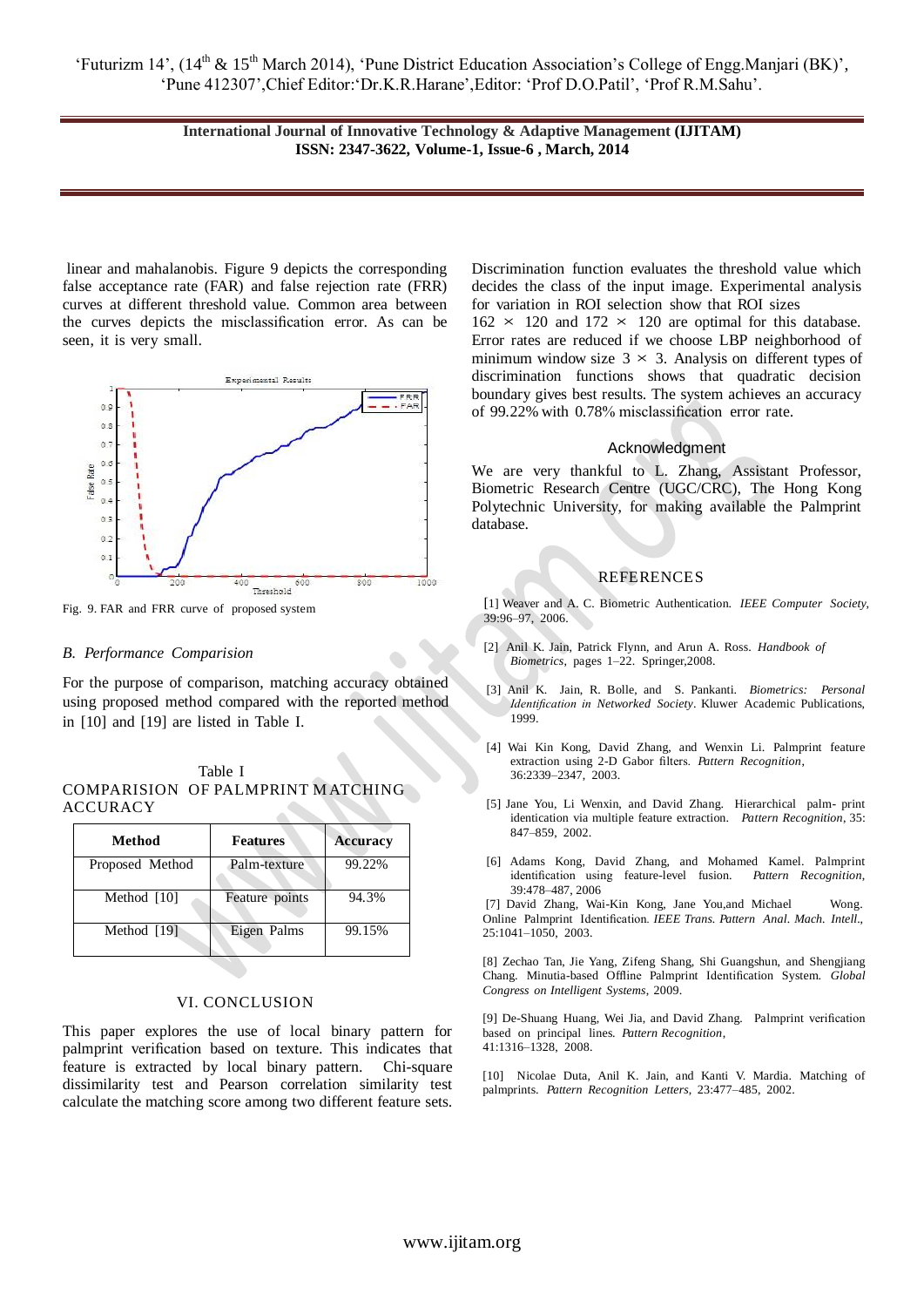linear and mahalanobis. Figure 9 depicts the corresponding false acceptance rate (FAR) and false rejection rate (FRR) curves at different threshold value. Common area between the curves depicts the misclassification error. As can be seen, it is very small.

Fig. 9. FAR and FRR curve of proposed system

### *B. Performance Comparision*

For the purpose of comparison, matching accuracy obtained using proposed method compared with the reported method in [10] and [19] are listed in Table I.

Table I
COMPARISION OF PALMPRINT MATCHING ACCURACY

| Method | Features | Accuracy |
|---|---|---|
| Proposed Method | Palm-texture | 99.22% |
| Method [10] | Feature points | 94.3% |
| Method [19] | Eigen Palms | 99.15% |

## VI. CONCLUSION

This paper explores the use of local binary pattern for palmprint verification based on texture. This indicates that feature is extracted by local binary pattern. Chi-square dissimilarity test and Pearson correlation similarity test calculate the matching score among two different feature sets. Discrimination function evaluates the threshold value which decides the class of the input image. Experimental analysis for variation in ROI selection show that ROI sizes $162 \times 120$ and $172 \times 120$ are optimal for this database. Error rates are reduced if we choose LBP neighborhood of minimum window size $3 \times 3$. Analysis on different types of discrimination functions shows that quadratic decision boundary gives best results. The system achieves an accuracy of 99.22% with 0.78% misclassification error rate.

## Acknowledgment

We are very thankful to L. Zhang, Assistant Professor, Biometric Research Centre (UGC/CRC), The Hong Kong Polytechnic University, for making available the Palmprint database.

## REFERENCES

[1] Weaver and A. C. Biometric Authentication. *IEEE Computer Society*, 39:96–97, 2006.

[2] Anil K. Jain, Patrick Flynn, and Arun A. Ross. *Handbook of Biometrics*, pages 1–22. Springer,2008.

[3] Anil K. Jain, R. Bolle, and S. Pankanti. *Biometrics: Personal Identification in Networked Society*. Kluwer Academic Publications, 1999.

[4] Wai Kin Kong, David Zhang, and Wenxin Li. Palmprint feature extraction using 2-D Gabor filters. *Pattern Recognition*, 36:2339–2347, 2003.

[5] Jane You, Li Wenxin, and David Zhang. Hierarchical palm- print identication via multiple feature extraction. *Pattern Recognition*, 35: 847–859, 2002.

[6] Adams Kong, David Zhang, and Mohamed Kamel. Palmprint identification using feature-level fusion. *Pattern Recognition*, 39:478–487, 2006

[7] David Zhang, Wai-Kin Kong, Jane You,and Michael Wong. Online Palmprint Identification. *IEEE Trans. Pattern Anal. Mach. Intell.*, 25:1041–1050, 2003.

[8] Zechao Tan, Jie Yang, Zifeng Shang, Shi Guangshun, and Shengjiang Chang. Minutia-based Offline Palmprint Identification System. *Global Congress on Intelligent Systems*, 2009.

[9] De-Shuang Huang, Wei Jia, and David Zhang. Palmprint verification based on principal lines. *Pattern Recognition*, 41:1316–1328, 2008.

[10] Nicolae Duta, Anil K. Jain, and Kanti V. Mardia. Matching of palmprints. *Pattern Recognition Letters*, 23:477–485, 2002.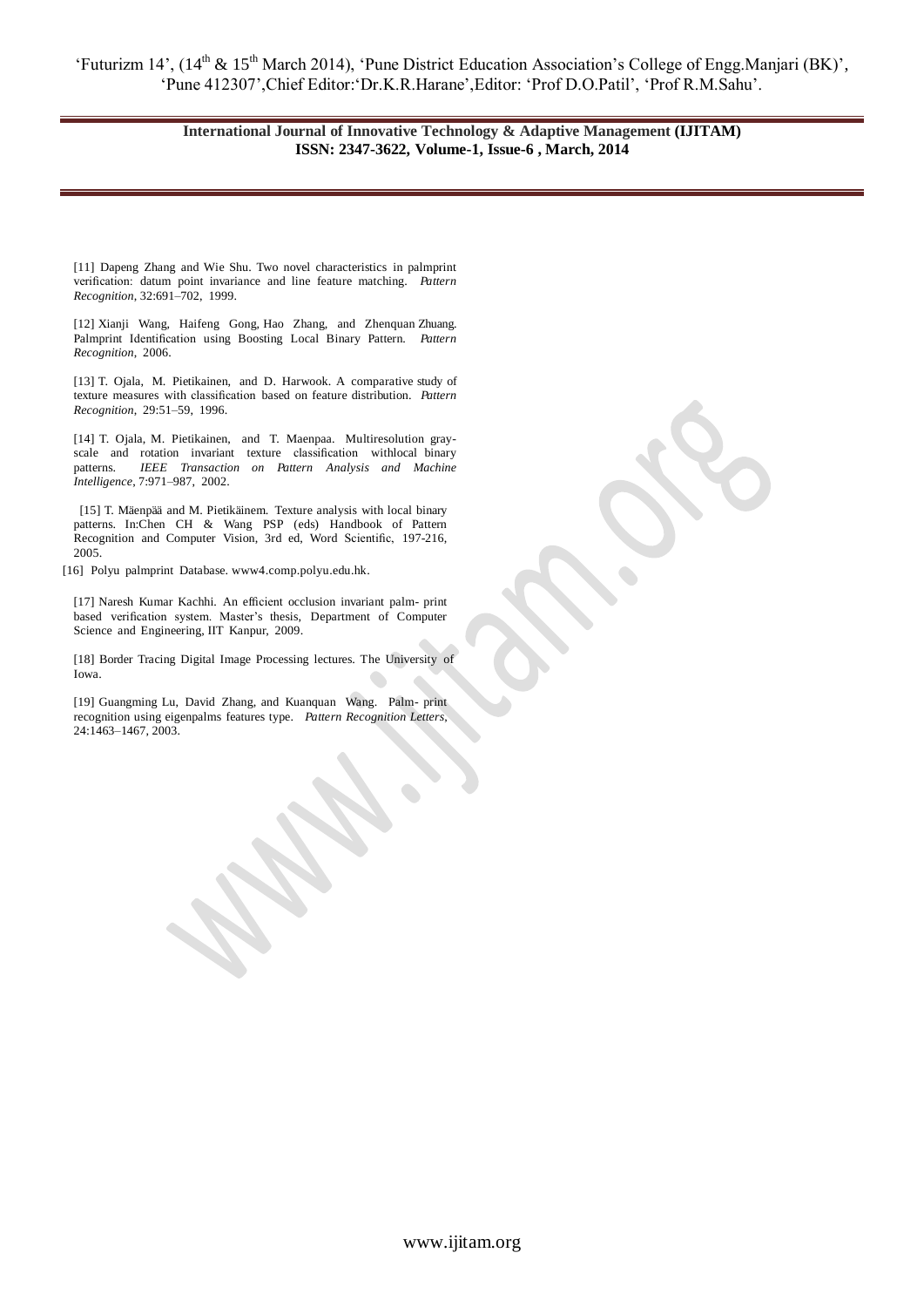[11] Dapeng Zhang and Wie Shu. Two novel characteristics in palmprint verification: datum point invariance and line feature matching. *Pattern Recognition*, 32:691–702, 1999.

[12] Xianji Wang, Haifeng Gong, Hao Zhang, and Zhenquan Zhuang. Palmprint Identification using Boosting Local Binary Pattern. *Pattern Recognition*, 2006.

[13] T. Ojala, M. Pietikainen, and D. Harwook. A comparative study of texture measures with classification based on feature distribution. *Pattern Recognition*, 29:51–59, 1996.

[14] T. Ojala, M. Pietikainen, and T. Maenpaa. Multiresolution gray-scale and rotation invariant texture classification withlocal binary patterns. *IEEE Transaction on Pattern Analysis and Machine Intelligence*, 7:971–987, 2002.

[15] T. Mäenpää and M. Pietikäinem. Texture analysis with local binary patterns. In:Chen CH & Wang PSP (eds) Handbook of Pattern Recognition and Computer Vision, 3rd ed, Word Scientific, 197-216, 2005.

[16] Polyu palmprint Database. www4.comp.polyu.edu.hk.

[17] Naresh Kumar Kachhi. An efficient occlusion invariant palm- print based verification system. Master's thesis, Department of Computer Science and Engineering, IIT Kanpur, 2009.

[18] Border Tracing Digital Image Processing lectures. The University of Iowa.

[19] Guangming Lu, David Zhang, and Kuanquan Wang. Palm- print recognition using eigenpalms features type. *Pattern Recognition Letters*, 24:1463–1467, 2003.